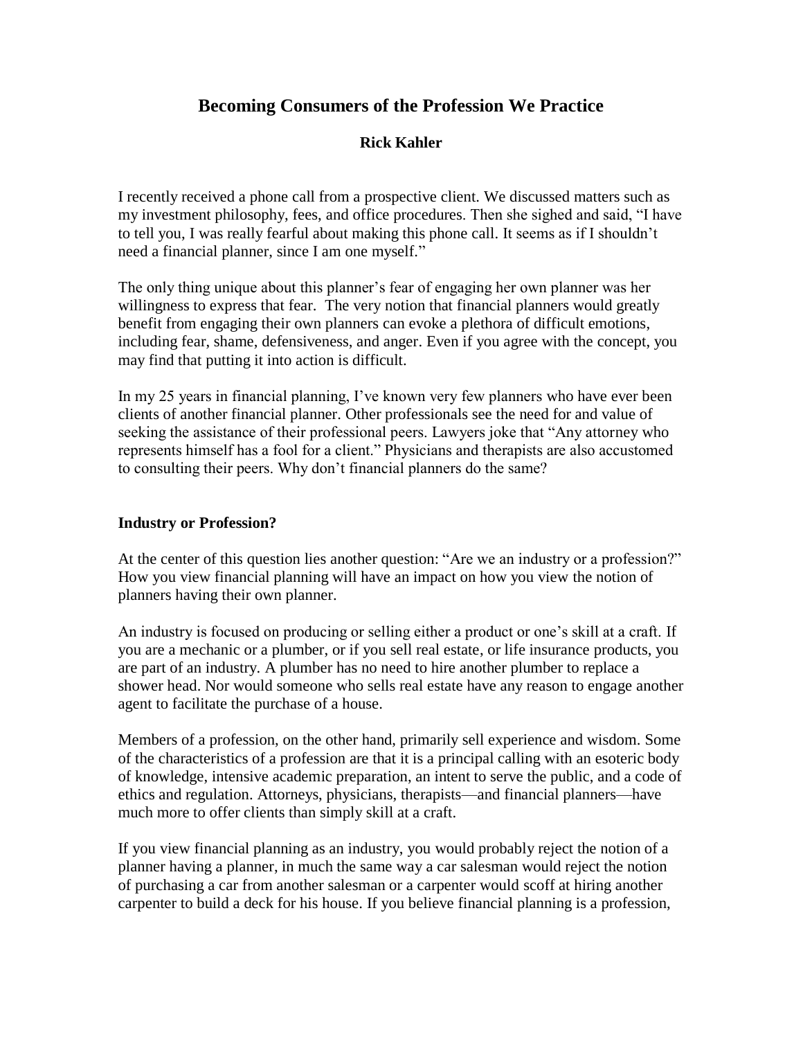# Becoming Consumers of the Profession We Practice

**Rick Kahler**

I recently received a phone call from a prospective client. We discussed matters such as my investment philosophy, fees, and office procedures. Then she sighed and said, "I have to tell you, I was really fearful about making this phone call. It seems as if I shouldn't need a financial planner, since I am one myself."

The only thing unique about this planner's fear of engaging her own planner was her willingness to express that fear. The very notion that financial planners would greatly benefit from engaging their own planners can evoke a plethora of difficult emotions, including fear, shame, defensiveness, and anger. Even if you agree with the concept, you may find that putting it into action is difficult.

In my 25 years in financial planning, I've known very few planners who have ever been clients of another financial planner. Other professionals see the need for and value of seeking the assistance of their professional peers. Lawyers joke that "Any attorney who represents himself has a fool for a client." Physicians and therapists are also accustomed to consulting their peers. Why don't financial planners do the same?

## Industry or Profession?

At the center of this question lies another question: "Are we an industry or a profession?" How you view financial planning will have an impact on how you view the notion of planners having their own planner.

An industry is focused on producing or selling either a product or one's skill at a craft. If you are a mechanic or a plumber, or if you sell real estate, or life insurance products, you are part of an industry. A plumber has no need to hire another plumber to replace a shower head. Nor would someone who sells real estate have any reason to engage another agent to facilitate the purchase of a house.

Members of a profession, on the other hand, primarily sell experience and wisdom. Some of the characteristics of a profession are that it is a principal calling with an esoteric body of knowledge, intensive academic preparation, an intent to serve the public, and a code of ethics and regulation. Attorneys, physicians, therapists—and financial planners—have much more to offer clients than simply skill at a craft.

If you view financial planning as an industry, you would probably reject the notion of a planner having a planner, in much the same way a car salesman would reject the notion of purchasing a car from another salesman or a carpenter would scoff at hiring another carpenter to build a deck for his house. If you believe financial planning is a profession,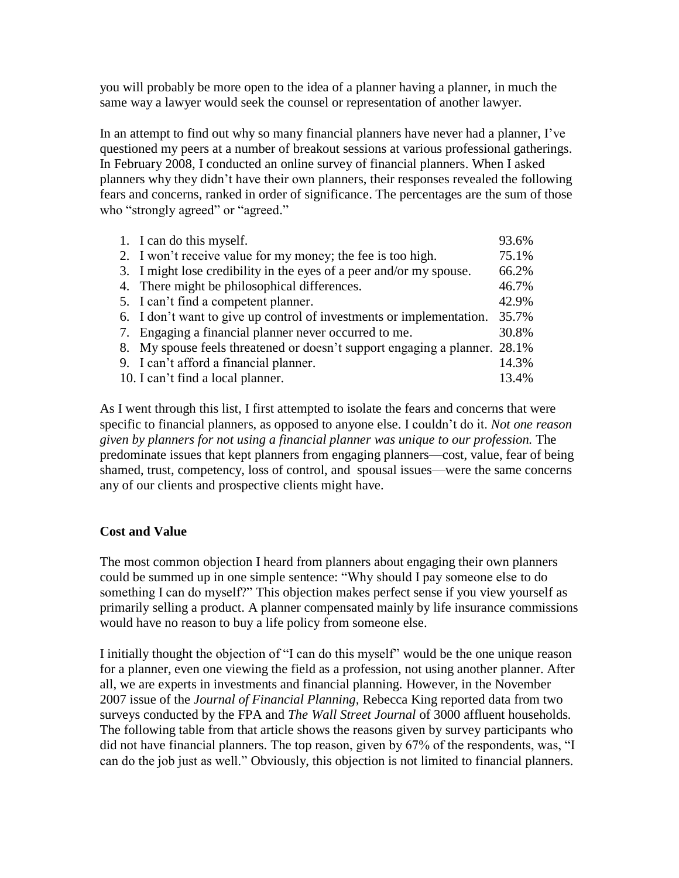you will probably be more open to the idea of a planner having a planner, in much the same way a lawyer would seek the counsel or representation of another lawyer.

In an attempt to find out why so many financial planners have never had a planner, I've questioned my peers at a number of breakout sessions at various professional gatherings. In February 2008, I conducted an online survey of financial planners. When I asked planners why they didn't have their own planners, their responses revealed the following fears and concerns, ranked in order of significance. The percentages are the sum of those who "strongly agreed" or "agreed."

| | |
|---|---|
| 1. I can do this myself. | 93.6% |
| 2. I won't receive value for my money; the fee is too high. | 75.1% |
| 3. I might lose credibility in the eyes of a peer and/or my spouse. | 66.2% |
| 4. There might be philosophical differences. | 46.7% |
| 5. I can't find a competent planner. | 42.9% |
| 6. I don't want to give up control of investments or implementation. | 35.7% |
| 7. Engaging a financial planner never occurred to me. | 30.8% |
| 8. My spouse feels threatened or doesn't support engaging a planner. | 28.1% |
| 9. I can't afford a financial planner. | 14.3% |
| 10. I can't find a local planner. | 13.4% |

As I went through this list, I first attempted to isolate the fears and concerns that were specific to financial planners, as opposed to anyone else. I couldn't do it. *Not one reason given by planners for not using a financial planner was unique to our profession.* The predominate issues that kept planners from engaging planners—cost, value, fear of being shamed, trust, competency, loss of control, and spousal issues—were the same concerns any of our clients and prospective clients might have.

**Cost and Value**

The most common objection I heard from planners about engaging their own planners could be summed up in one simple sentence: "Why should I pay someone else to do something I can do myself?" This objection makes perfect sense if you view yourself as primarily selling a product. A planner compensated mainly by life insurance commissions would have no reason to buy a life policy from someone else.

I initially thought the objection of "I can do this myself" would be the one unique reason for a planner, even one viewing the field as a profession, not using another planner. After all, we are experts in investments and financial planning. However, in the November 2007 issue of the *Journal of Financial Planning*, Rebecca King reported data from two surveys conducted by the FPA and *The Wall Street Journal* of 3000 affluent households. The following table from that article shows the reasons given by survey participants who did not have financial planners. The top reason, given by 67% of the respondents, was, "I can do the job just as well." Obviously, this objection is not limited to financial planners.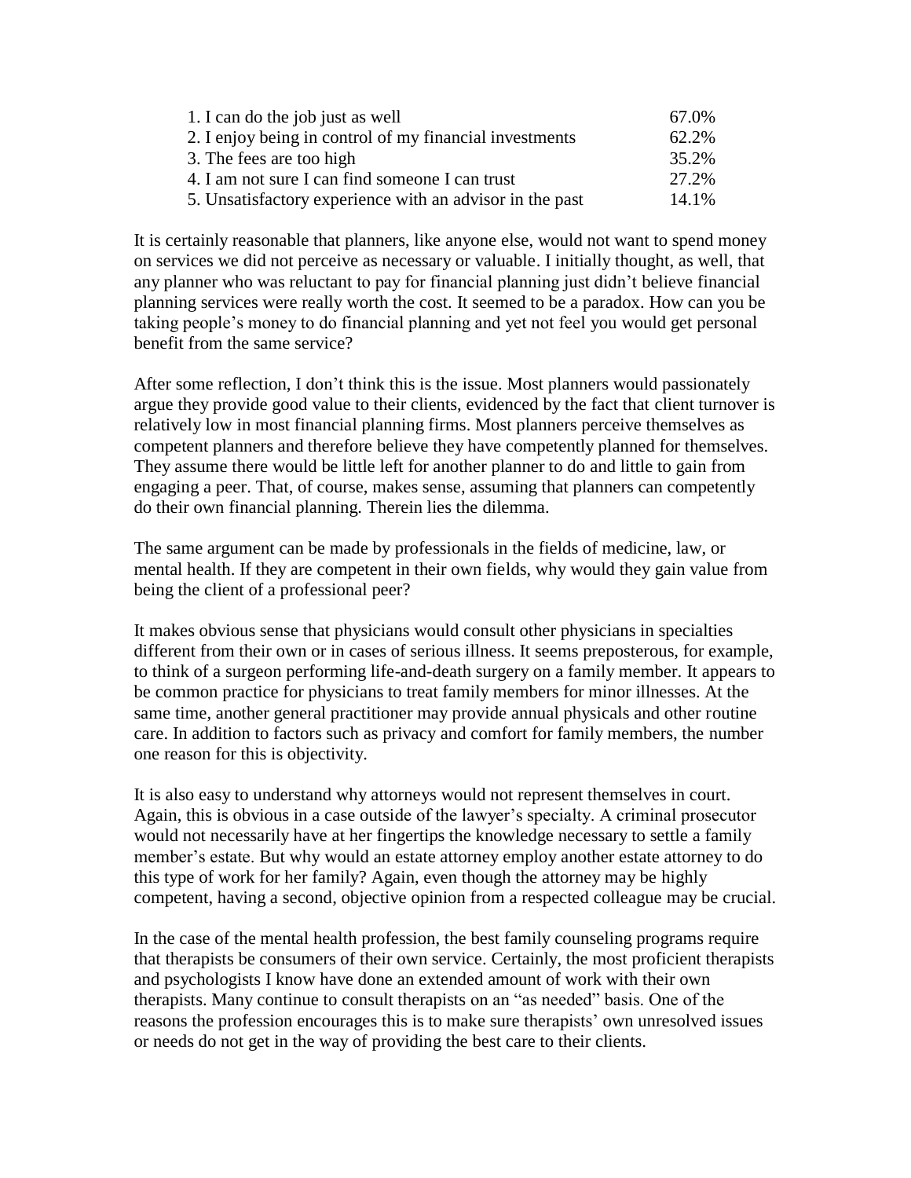| | |
|---|---|
| 1. I can do the job just as well | 67.0% |
| 2. I enjoy being in control of my financial investments | 62.2% |
| 3. The fees are too high | 35.2% |
| 4. I am not sure I can find someone I can trust | 27.2% |
| 5. Unsatisfactory experience with an advisor in the past | 14.1% |

It is certainly reasonable that planners, like anyone else, would not want to spend money on services we did not perceive as necessary or valuable. I initially thought, as well, that any planner who was reluctant to pay for financial planning just didn't believe financial planning services were really worth the cost. It seemed to be a paradox. How can you be taking people's money to do financial planning and yet not feel you would get personal benefit from the same service?

After some reflection, I don't think this is the issue. Most planners would passionately argue they provide good value to their clients, evidenced by the fact that client turnover is relatively low in most financial planning firms. Most planners perceive themselves as competent planners and therefore believe they have competently planned for themselves. They assume there would be little left for another planner to do and little to gain from engaging a peer. That, of course, makes sense, assuming that planners can competently do their own financial planning. Therein lies the dilemma.

The same argument can be made by professionals in the fields of medicine, law, or mental health. If they are competent in their own fields, why would they gain value from being the client of a professional peer?

It makes obvious sense that physicians would consult other physicians in specialties different from their own or in cases of serious illness. It seems preposterous, for example, to think of a surgeon performing life-and-death surgery on a family member. It appears to be common practice for physicians to treat family members for minor illnesses. At the same time, another general practitioner may provide annual physicals and other routine care. In addition to factors such as privacy and comfort for family members, the number one reason for this is objectivity.

It is also easy to understand why attorneys would not represent themselves in court. Again, this is obvious in a case outside of the lawyer's specialty. A criminal prosecutor would not necessarily have at her fingertips the knowledge necessary to settle a family member's estate. But why would an estate attorney employ another estate attorney to do this type of work for her family? Again, even though the attorney may be highly competent, having a second, objective opinion from a respected colleague may be crucial.

In the case of the mental health profession, the best family counseling programs require that therapists be consumers of their own service. Certainly, the most proficient therapists and psychologists I know have done an extended amount of work with their own therapists. Many continue to consult therapists on an "as needed" basis. One of the reasons the profession encourages this is to make sure therapists' own unresolved issues or needs do not get in the way of providing the best care to their clients.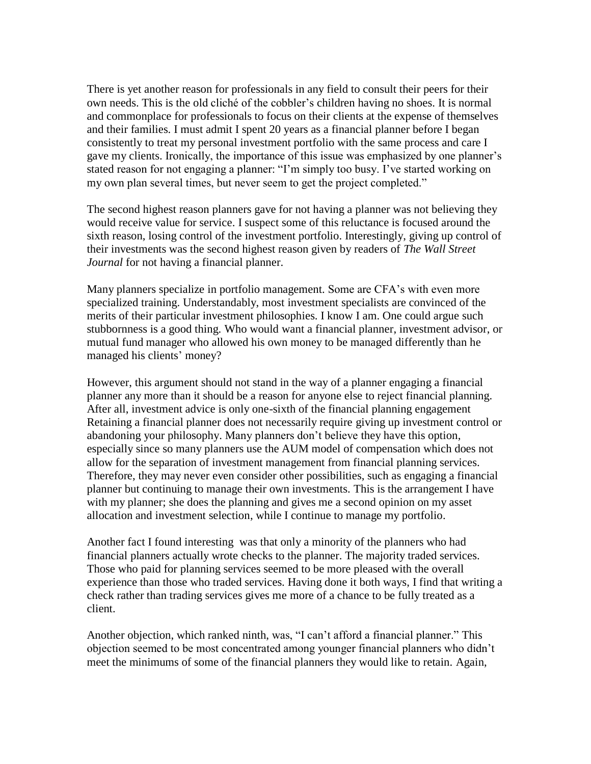There is yet another reason for professionals in any field to consult their peers for their own needs. This is the old cliché of the cobbler's children having no shoes. It is normal and commonplace for professionals to focus on their clients at the expense of themselves and their families. I must admit I spent 20 years as a financial planner before I began consistently to treat my personal investment portfolio with the same process and care I gave my clients. Ironically, the importance of this issue was emphasized by one planner's stated reason for not engaging a planner: "I'm simply too busy. I've started working on my own plan several times, but never seem to get the project completed."

The second highest reason planners gave for not having a planner was not believing they would receive value for service. I suspect some of this reluctance is focused around the sixth reason, losing control of the investment portfolio. Interestingly, giving up control of their investments was the second highest reason given by readers of *The Wall Street Journal* for not having a financial planner.

Many planners specialize in portfolio management. Some are CFA's with even more specialized training. Understandably, most investment specialists are convinced of the merits of their particular investment philosophies. I know I am. One could argue such stubbornness is a good thing. Who would want a financial planner, investment advisor, or mutual fund manager who allowed his own money to be managed differently than he managed his clients' money?

However, this argument should not stand in the way of a planner engaging a financial planner any more than it should be a reason for anyone else to reject financial planning. After all, investment advice is only one-sixth of the financial planning engagement Retaining a financial planner does not necessarily require giving up investment control or abandoning your philosophy. Many planners don't believe they have this option, especially since so many planners use the AUM model of compensation which does not allow for the separation of investment management from financial planning services. Therefore, they may never even consider other possibilities, such as engaging a financial planner but continuing to manage their own investments. This is the arrangement I have with my planner; she does the planning and gives me a second opinion on my asset allocation and investment selection, while I continue to manage my portfolio.

Another fact I found interesting was that only a minority of the planners who had financial planners actually wrote checks to the planner. The majority traded services. Those who paid for planning services seemed to be more pleased with the overall experience than those who traded services. Having done it both ways, I find that writing a check rather than trading services gives me more of a chance to be fully treated as a client.

Another objection, which ranked ninth, was, "I can't afford a financial planner." This objection seemed to be most concentrated among younger financial planners who didn't meet the minimums of some of the financial planners they would like to retain. Again,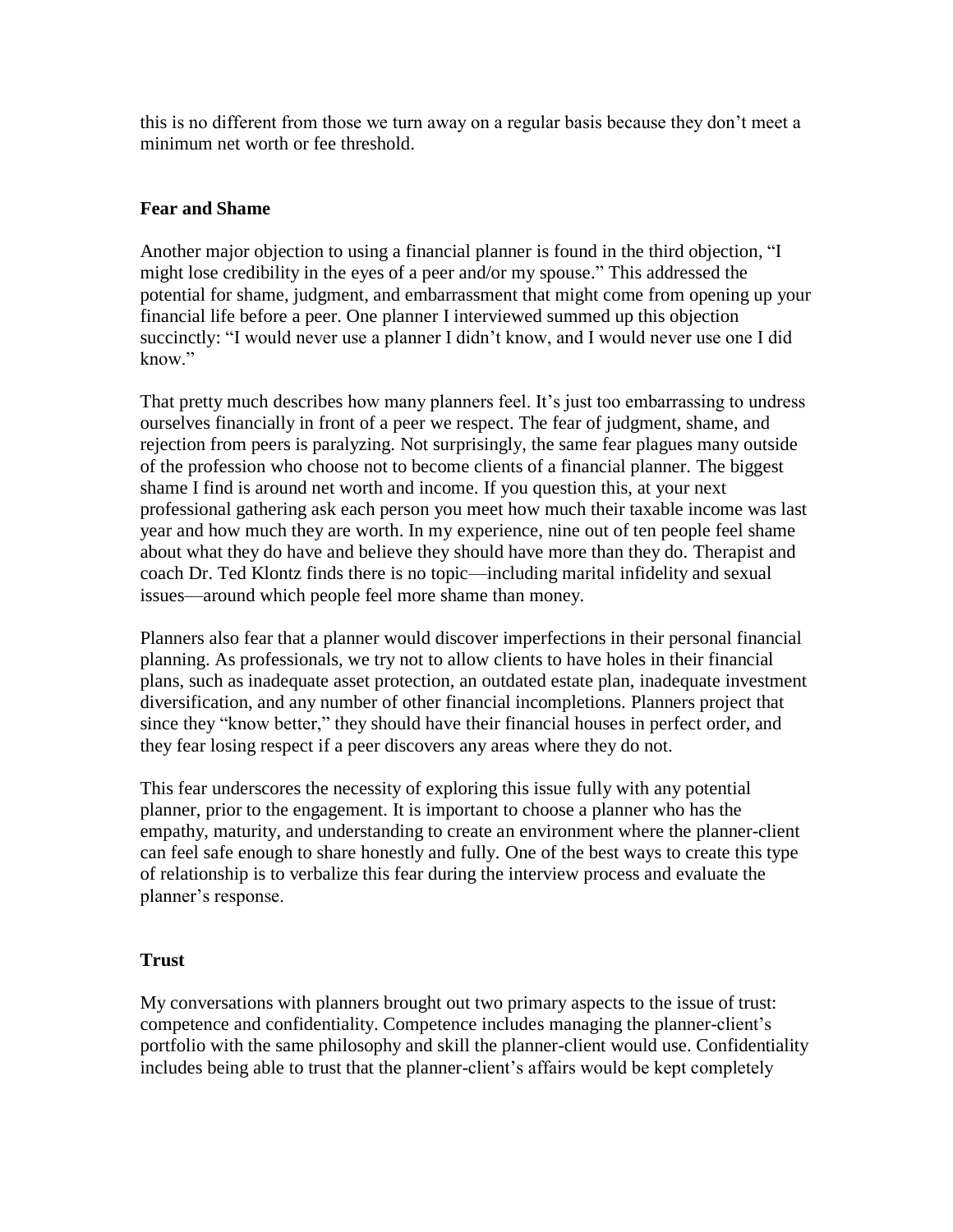this is no different from those we turn away on a regular basis because they don't meet a minimum net worth or fee threshold.

### Fear and Shame

Another major objection to using a financial planner is found in the third objection, "I might lose credibility in the eyes of a peer and/or my spouse." This addressed the potential for shame, judgment, and embarrassment that might come from opening up your financial life before a peer. One planner I interviewed summed up this objection succinctly: "I would never use a planner I didn't know, and I would never use one I did know."

That pretty much describes how many planners feel. It's just too embarrassing to undress ourselves financially in front of a peer we respect. The fear of judgment, shame, and rejection from peers is paralyzing. Not surprisingly, the same fear plagues many outside of the profession who choose not to become clients of a financial planner. The biggest shame I find is around net worth and income. If you question this, at your next professional gathering ask each person you meet how much their taxable income was last year and how much they are worth. In my experience, nine out of ten people feel shame about what they do have and believe they should have more than they do. Therapist and coach Dr. Ted Klontz finds there is no topic—including marital infidelity and sexual issues—around which people feel more shame than money.

Planners also fear that a planner would discover imperfections in their personal financial planning. As professionals, we try not to allow clients to have holes in their financial plans, such as inadequate asset protection, an outdated estate plan, inadequate investment diversification, and any number of other financial incompletions. Planners project that since they "know better," they should have their financial houses in perfect order, and they fear losing respect if a peer discovers any areas where they do not.

This fear underscores the necessity of exploring this issue fully with any potential planner, prior to the engagement. It is important to choose a planner who has the empathy, maturity, and understanding to create an environment where the planner-client can feel safe enough to share honestly and fully. One of the best ways to create this type of relationship is to verbalize this fear during the interview process and evaluate the planner's response.

### Trust

My conversations with planners brought out two primary aspects to the issue of trust: competence and confidentiality. Competence includes managing the planner-client's portfolio with the same philosophy and skill the planner-client would use. Confidentiality includes being able to trust that the planner-client's affairs would be kept completely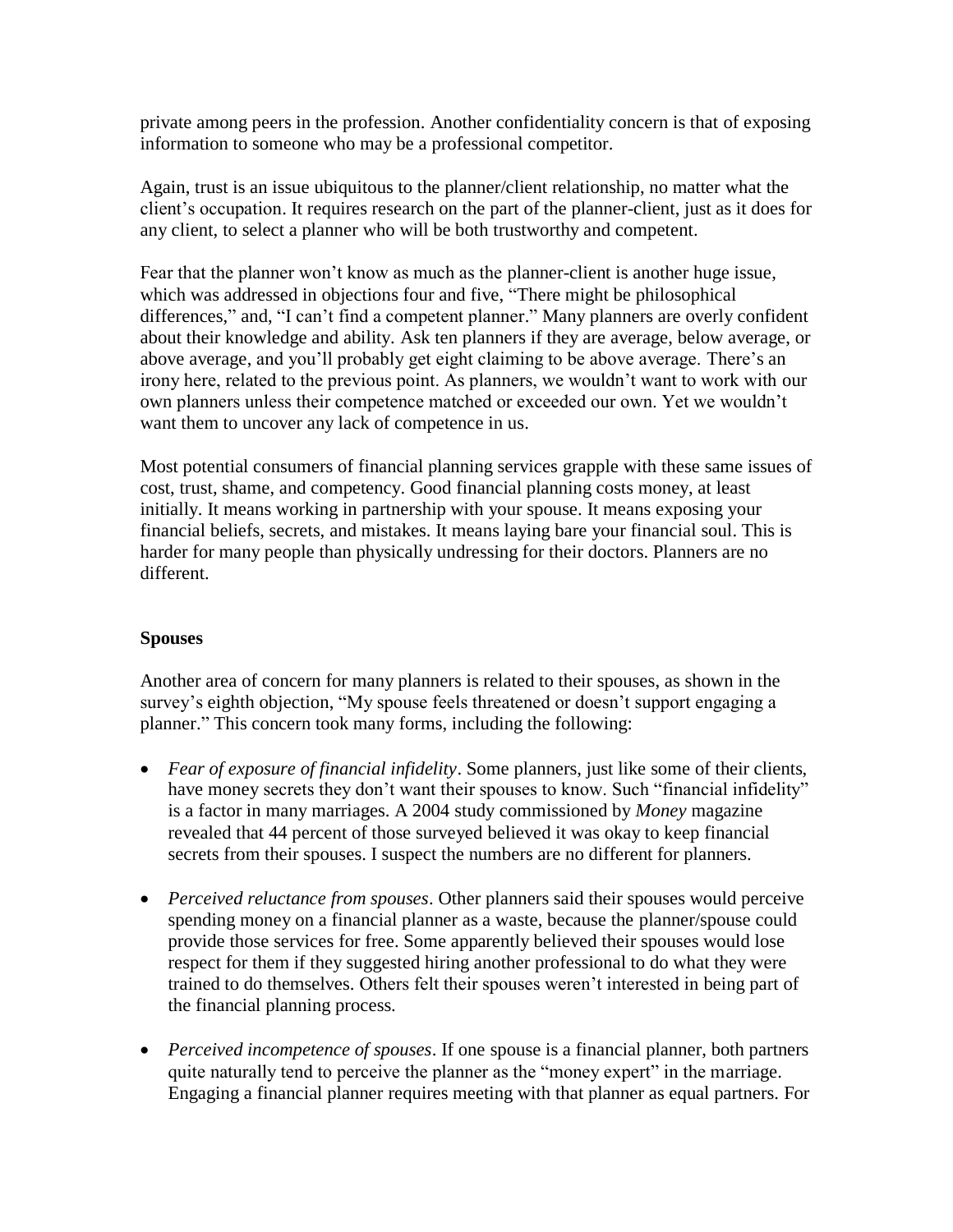private among peers in the profession. Another confidentiality concern is that of exposing information to someone who may be a professional competitor.

Again, trust is an issue ubiquitous to the planner/client relationship, no matter what the client's occupation. It requires research on the part of the planner-client, just as it does for any client, to select a planner who will be both trustworthy and competent.

Fear that the planner won't know as much as the planner-client is another huge issue, which was addressed in objections four and five, "There might be philosophical differences," and, "I can't find a competent planner." Many planners are overly confident about their knowledge and ability. Ask ten planners if they are average, below average, or above average, and you'll probably get eight claiming to be above average. There's an irony here, related to the previous point. As planners, we wouldn't want to work with our own planners unless their competence matched or exceeded our own. Yet we wouldn't want them to uncover any lack of competence in us.

Most potential consumers of financial planning services grapple with these same issues of cost, trust, shame, and competency. Good financial planning costs money, at least initially. It means working in partnership with your spouse. It means exposing your financial beliefs, secrets, and mistakes. It means laying bare your financial soul. This is harder for many people than physically undressing for their doctors. Planners are no different.

**Spouses**

Another area of concern for many planners is related to their spouses, as shown in the survey's eighth objection, "My spouse feels threatened or doesn't support engaging a planner." This concern took many forms, including the following:

- *Fear of exposure of financial infidelity*. Some planners, just like some of their clients, have money secrets they don't want their spouses to know. Such "financial infidelity" is a factor in many marriages. A 2004 study commissioned by *Money* magazine revealed that 44 percent of those surveyed believed it was okay to keep financial secrets from their spouses. I suspect the numbers are no different for planners.

- *Perceived reluctance from spouses*. Other planners said their spouses would perceive spending money on a financial planner as a waste, because the planner/spouse could provide those services for free. Some apparently believed their spouses would lose respect for them if they suggested hiring another professional to do what they were trained to do themselves. Others felt their spouses weren't interested in being part of the financial planning process.

- *Perceived incompetence of spouses*. If one spouse is a financial planner, both partners quite naturally tend to perceive the planner as the "money expert" in the marriage. Engaging a financial planner requires meeting with that planner as equal partners. For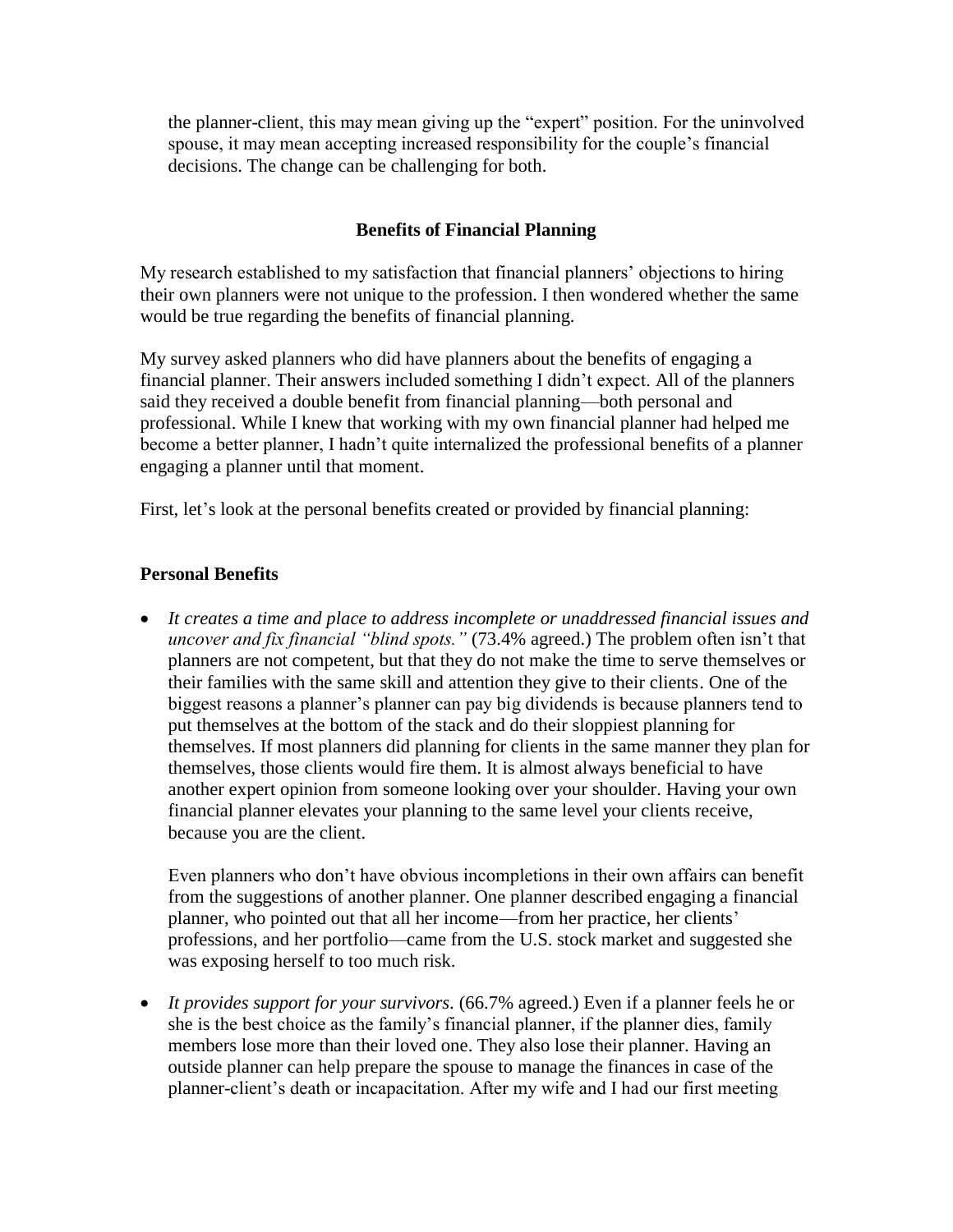the planner-client, this may mean giving up the "expert" position. For the uninvolved spouse, it may mean accepting increased responsibility for the couple's financial decisions. The change can be challenging for both.

## Benefits of Financial Planning

My research established to my satisfaction that financial planners' objections to hiring their own planners were not unique to the profession. I then wondered whether the same would be true regarding the benefits of financial planning.

My survey asked planners who did have planners about the benefits of engaging a financial planner. Their answers included something I didn't expect. All of the planners said they received a double benefit from financial planning—both personal and professional. While I knew that working with my own financial planner had helped me become a better planner, I hadn't quite internalized the professional benefits of a planner engaging a planner until that moment.

First, let's look at the personal benefits created or provided by financial planning:

### Personal Benefits

- *It creates a time and place to address incomplete or unaddressed financial issues and uncover and fix financial "blind spots."* (73.4% agreed.) The problem often isn't that planners are not competent, but that they do not make the time to serve themselves or their families with the same skill and attention they give to their clients. One of the biggest reasons a planner's planner can pay big dividends is because planners tend to put themselves at the bottom of the stack and do their sloppiest planning for themselves. If most planners did planning for clients in the same manner they plan for themselves, those clients would fire them. It is almost always beneficial to have another expert opinion from someone looking over your shoulder. Having your own financial planner elevates your planning to the same level your clients receive, because you are the client.

  Even planners who don't have obvious incompletions in their own affairs can benefit from the suggestions of another planner. One planner described engaging a financial planner, who pointed out that all her income—from her practice, her clients' professions, and her portfolio—came from the U.S. stock market and suggested she was exposing herself to too much risk.

- *It provides support for your survivors.* (66.7% agreed.) Even if a planner feels he or she is the best choice as the family's financial planner, if the planner dies, family members lose more than their loved one. They also lose their planner. Having an outside planner can help prepare the spouse to manage the finances in case of the planner-client's death or incapacitation. After my wife and I had our first meeting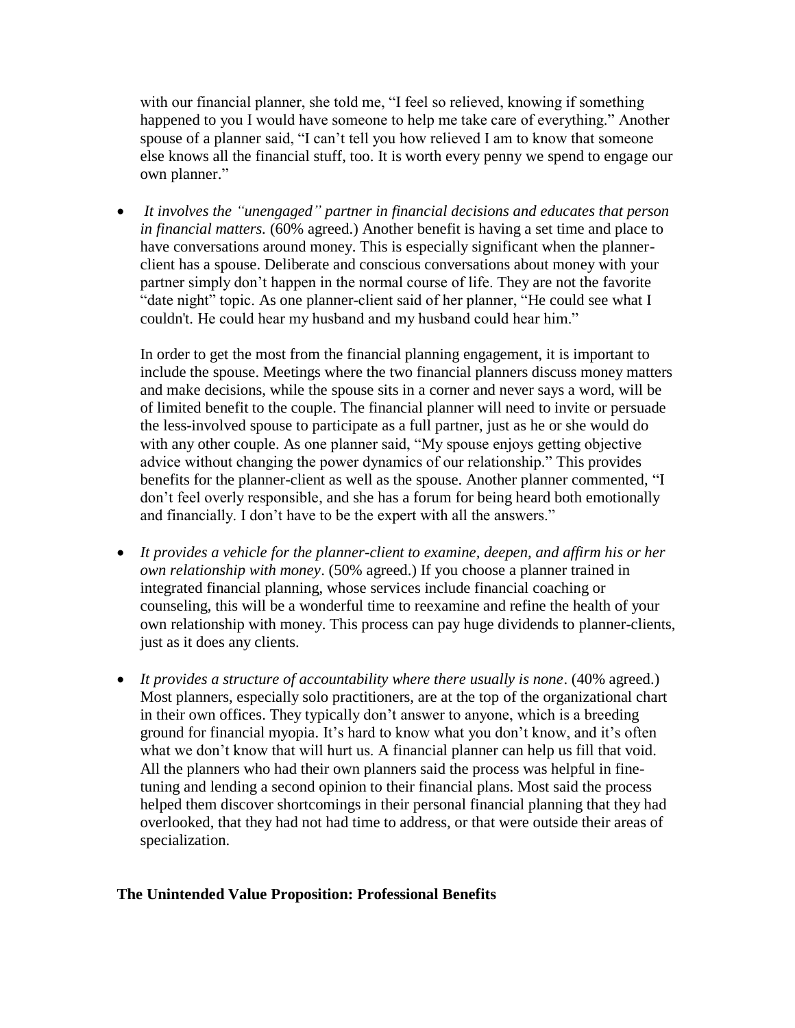with our financial planner, she told me, "I feel so relieved, knowing if something happened to you I would have someone to help me take care of everything." Another spouse of a planner said, "I can't tell you how relieved I am to know that someone else knows all the financial stuff, too. It is worth every penny we spend to engage our own planner."

- *It involves the "unengaged" partner in financial decisions and educates that person in financial matters.* (60% agreed.) Another benefit is having a set time and place to have conversations around money. This is especially significant when the planner-client has a spouse. Deliberate and conscious conversations about money with your partner simply don't happen in the normal course of life. They are not the favorite "date night" topic. As one planner-client said of her planner, "He could see what I couldn't. He could hear my husband and my husband could hear him."

  In order to get the most from the financial planning engagement, it is important to include the spouse. Meetings where the two financial planners discuss money matters and make decisions, while the spouse sits in a corner and never says a word, will be of limited benefit to the couple. The financial planner will need to invite or persuade the less-involved spouse to participate as a full partner, just as he or she would do with any other couple. As one planner said, "My spouse enjoys getting objective advice without changing the power dynamics of our relationship." This provides benefits for the planner-client as well as the spouse. Another planner commented, "I don't feel overly responsible, and she has a forum for being heard both emotionally and financially. I don't have to be the expert with all the answers."

- *It provides a vehicle for the planner-client to examine, deepen, and affirm his or her own relationship with money*. (50% agreed.) If you choose a planner trained in integrated financial planning, whose services include financial coaching or counseling, this will be a wonderful time to reexamine and refine the health of your own relationship with money. This process can pay huge dividends to planner-clients, just as it does any clients.

- *It provides a structure of accountability where there usually is none*. (40% agreed.) Most planners, especially solo practitioners, are at the top of the organizational chart in their own offices. They typically don't answer to anyone, which is a breeding ground for financial myopia. It's hard to know what you don't know, and it's often what we don't know that will hurt us. A financial planner can help us fill that void. All the planners who had their own planners said the process was helpful in fine-tuning and lending a second opinion to their financial plans. Most said the process helped them discover shortcomings in their personal financial planning that they had overlooked, that they had not had time to address, or that were outside their areas of specialization.

**The Unintended Value Proposition: Professional Benefits**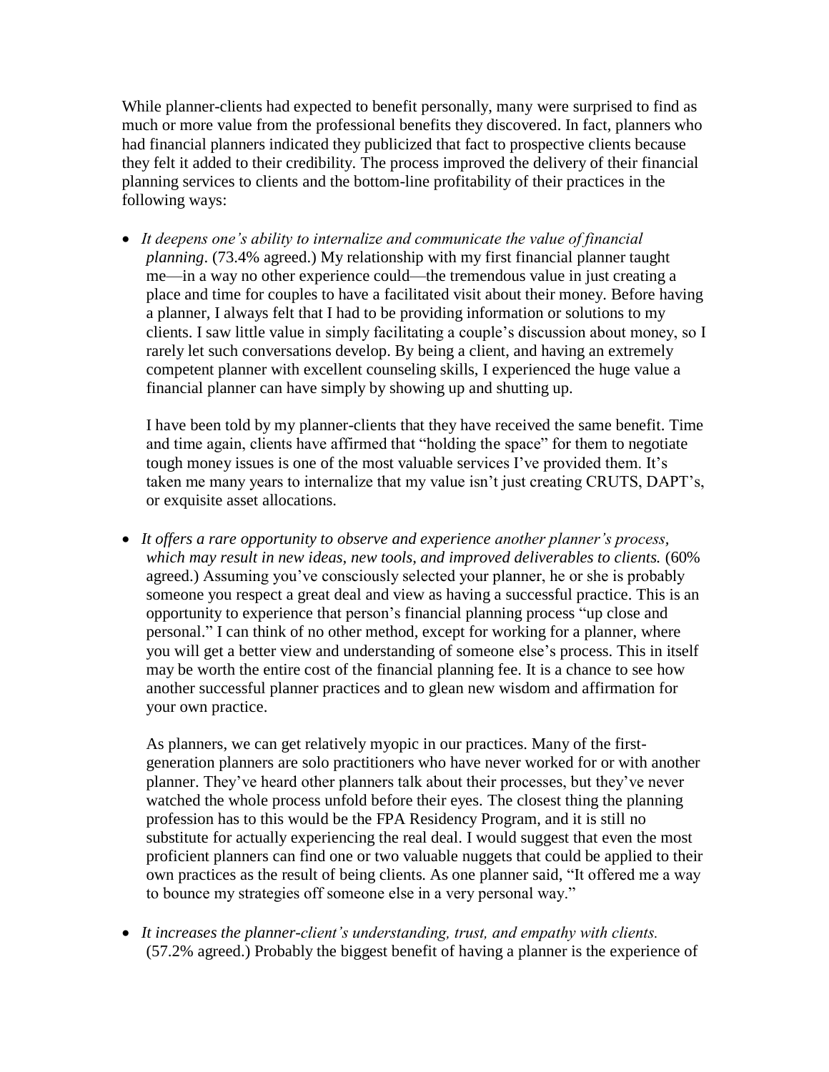While planner-clients had expected to benefit personally, many were surprised to find as much or more value from the professional benefits they discovered. In fact, planners who had financial planners indicated they publicized that fact to prospective clients because they felt it added to their credibility. The process improved the delivery of their financial planning services to clients and the bottom-line profitability of their practices in the following ways:

- *It deepens one's ability to internalize and communicate the value of financial planning*. (73.4% agreed.) My relationship with my first financial planner taught me—in a way no other experience could—the tremendous value in just creating a place and time for couples to have a facilitated visit about their money. Before having a planner, I always felt that I had to be providing information or solutions to my clients. I saw little value in simply facilitating a couple's discussion about money, so I rarely let such conversations develop. By being a client, and having an extremely competent planner with excellent counseling skills, I experienced the huge value a financial planner can have simply by showing up and shutting up.

  I have been told by my planner-clients that they have received the same benefit. Time and time again, clients have affirmed that "holding the space" for them to negotiate tough money issues is one of the most valuable services I've provided them. It's taken me many years to internalize that my value isn't just creating CRUTS, DAPT's, or exquisite asset allocations.

- *It offers a rare opportunity to observe and experience another planner's process, which may result in new ideas, new tools, and improved deliverables to clients.* (60% agreed.) Assuming you've consciously selected your planner, he or she is probably someone you respect a great deal and view as having a successful practice. This is an opportunity to experience that person's financial planning process "up close and personal." I can think of no other method, except for working for a planner, where you will get a better view and understanding of someone else's process. This in itself may be worth the entire cost of the financial planning fee. It is a chance to see how another successful planner practices and to glean new wisdom and affirmation for your own practice.

  As planners, we can get relatively myopic in our practices. Many of the first-generation planners are solo practitioners who have never worked for or with another planner. They've heard other planners talk about their processes, but they've never watched the whole process unfold before their eyes. The closest thing the planning profession has to this would be the FPA Residency Program, and it is still no substitute for actually experiencing the real deal. I would suggest that even the most proficient planners can find one or two valuable nuggets that could be applied to their own practices as the result of being clients. As one planner said, "It offered me a way to bounce my strategies off someone else in a very personal way."

- *It increases the planner-client's understanding, trust, and empathy with clients.* (57.2% agreed.) Probably the biggest benefit of having a planner is the experience of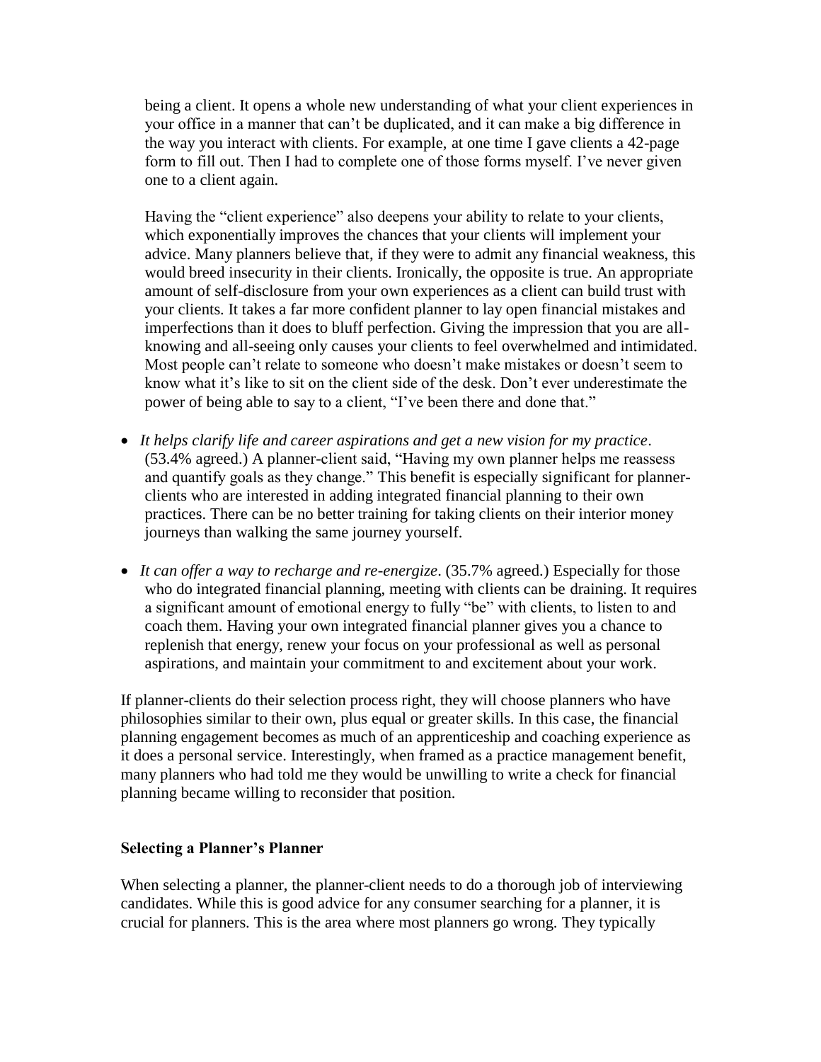being a client. It opens a whole new understanding of what your client experiences in your office in a manner that can't be duplicated, and it can make a big difference in the way you interact with clients. For example, at one time I gave clients a 42-page form to fill out. Then I had to complete one of those forms myself. I've never given one to a client again.

Having the "client experience" also deepens your ability to relate to your clients, which exponentially improves the chances that your clients will implement your advice. Many planners believe that, if they were to admit any financial weakness, this would breed insecurity in their clients. Ironically, the opposite is true. An appropriate amount of self-disclosure from your own experiences as a client can build trust with your clients. It takes a far more confident planner to lay open financial mistakes and imperfections than it does to bluff perfection. Giving the impression that you are all-knowing and all-seeing only causes your clients to feel overwhelmed and intimidated. Most people can't relate to someone who doesn't make mistakes or doesn't seem to know what it's like to sit on the client side of the desk. Don't ever underestimate the power of being able to say to a client, "I've been there and done that."

- *It helps clarify life and career aspirations and get a new vision for my practice*. (53.4% agreed.) A planner-client said, "Having my own planner helps me reassess and quantify goals as they change." This benefit is especially significant for planner-clients who are interested in adding integrated financial planning to their own practices. There can be no better training for taking clients on their interior money journeys than walking the same journey yourself.

- *It can offer a way to recharge and re-energize*. (35.7% agreed.) Especially for those who do integrated financial planning, meeting with clients can be draining. It requires a significant amount of emotional energy to fully "be" with clients, to listen to and coach them. Having your own integrated financial planner gives you a chance to replenish that energy, renew your focus on your professional as well as personal aspirations, and maintain your commitment to and excitement about your work.

If planner-clients do their selection process right, they will choose planners who have philosophies similar to their own, plus equal or greater skills. In this case, the financial planning engagement becomes as much of an apprenticeship and coaching experience as it does a personal service. Interestingly, when framed as a practice management benefit, many planners who had told me they would be unwilling to write a check for financial planning became willing to reconsider that position.

**Selecting a Planner's Planner**

When selecting a planner, the planner-client needs to do a thorough job of interviewing candidates. While this is good advice for any consumer searching for a planner, it is crucial for planners. This is the area where most planners go wrong. They typically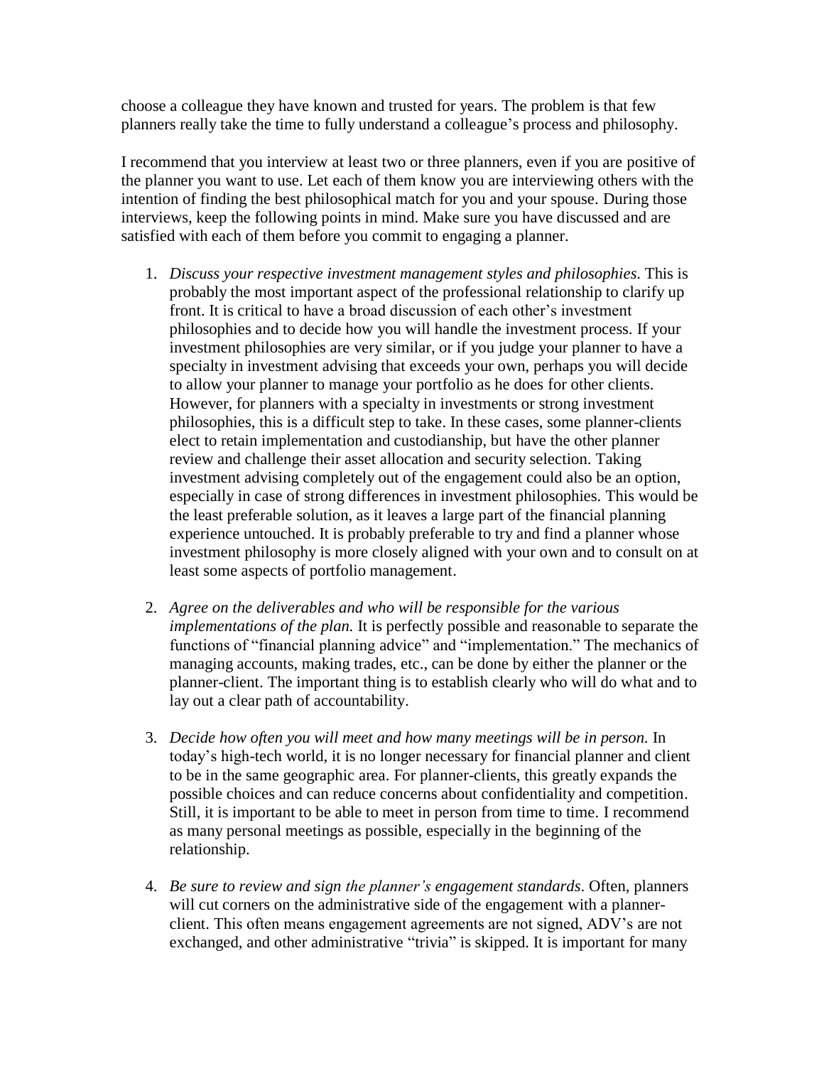choose a colleague they have known and trusted for years. The problem is that few planners really take the time to fully understand a colleague's process and philosophy.

I recommend that you interview at least two or three planners, even if you are positive of the planner you want to use. Let each of them know you are interviewing others with the intention of finding the best philosophical match for you and your spouse. During those interviews, keep the following points in mind. Make sure you have discussed and are satisfied with each of them before you commit to engaging a planner.

1. *Discuss your respective investment management styles and philosophies.* This is probably the most important aspect of the professional relationship to clarify up front. It is critical to have a broad discussion of each other's investment philosophies and to decide how you will handle the investment process. If your investment philosophies are very similar, or if you judge your planner to have a specialty in investment advising that exceeds your own, perhaps you will decide to allow your planner to manage your portfolio as he does for other clients. However, for planners with a specialty in investments or strong investment philosophies, this is a difficult step to take. In these cases, some planner-clients elect to retain implementation and custodianship, but have the other planner review and challenge their asset allocation and security selection. Taking investment advising completely out of the engagement could also be an option, especially in case of strong differences in investment philosophies. This would be the least preferable solution, as it leaves a large part of the financial planning experience untouched. It is probably preferable to try and find a planner whose investment philosophy is more closely aligned with your own and to consult on at least some aspects of portfolio management.

2. *Agree on the deliverables and who will be responsible for the various implementations of the plan.* It is perfectly possible and reasonable to separate the functions of "financial planning advice" and "implementation." The mechanics of managing accounts, making trades, etc., can be done by either the planner or the planner-client. The important thing is to establish clearly who will do what and to lay out a clear path of accountability.

3. *Decide how often you will meet and how many meetings will be in person.* In today's high-tech world, it is no longer necessary for financial planner and client to be in the same geographic area. For planner-clients, this greatly expands the possible choices and can reduce concerns about confidentiality and competition. Still, it is important to be able to meet in person from time to time. I recommend as many personal meetings as possible, especially in the beginning of the relationship.

4. *Be sure to review and sign the planner's engagement standards.* Often, planners will cut corners on the administrative side of the engagement with a planner-client. This often means engagement agreements are not signed, ADV's are not exchanged, and other administrative "trivia" is skipped. It is important for many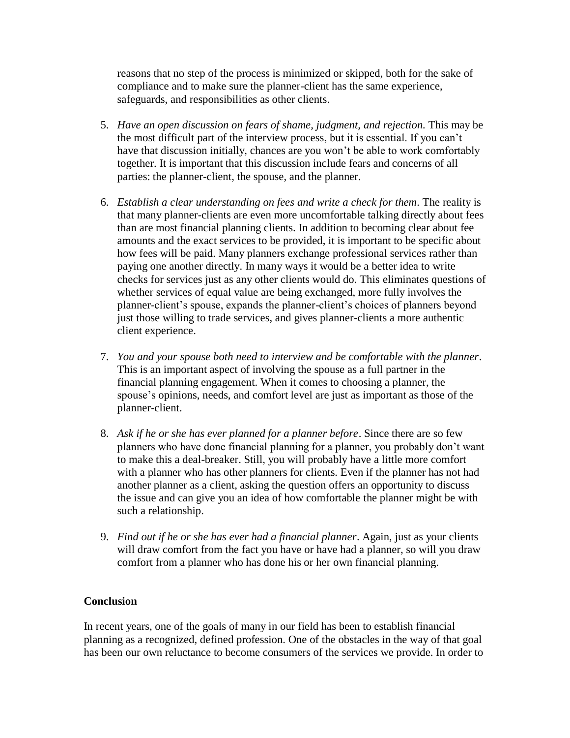reasons that no step of the process is minimized or skipped, both for the sake of compliance and to make sure the planner-client has the same experience, safeguards, and responsibilities as other clients.

5. *Have an open discussion on fears of shame, judgment, and rejection.* This may be the most difficult part of the interview process, but it is essential. If you can't have that discussion initially, chances are you won't be able to work comfortably together. It is important that this discussion include fears and concerns of all parties: the planner-client, the spouse, and the planner.

6. *Establish a clear understanding on fees and write a check for them*. The reality is that many planner-clients are even more uncomfortable talking directly about fees than are most financial planning clients. In addition to becoming clear about fee amounts and the exact services to be provided, it is important to be specific about how fees will be paid. Many planners exchange professional services rather than paying one another directly. In many ways it would be a better idea to write checks for services just as any other clients would do. This eliminates questions of whether services of equal value are being exchanged, more fully involves the planner-client's spouse, expands the planner-client's choices of planners beyond just those willing to trade services, and gives planner-clients a more authentic client experience.

7. *You and your spouse both need to interview and be comfortable with the planner*. This is an important aspect of involving the spouse as a full partner in the financial planning engagement. When it comes to choosing a planner, the spouse's opinions, needs, and comfort level are just as important as those of the planner-client.

8. *Ask if he or she has ever planned for a planner before*. Since there are so few planners who have done financial planning for a planner, you probably don't want to make this a deal-breaker. Still, you will probably have a little more comfort with a planner who has other planners for clients. Even if the planner has not had another planner as a client, asking the question offers an opportunity to discuss the issue and can give you an idea of how comfortable the planner might be with such a relationship.

9. *Find out if he or she has ever had a financial planner*. Again, just as your clients will draw comfort from the fact you have or have had a planner, so will you draw comfort from a planner who has done his or her own financial planning.

**Conclusion**

In recent years, one of the goals of many in our field has been to establish financial planning as a recognized, defined profession. One of the obstacles in the way of that goal has been our own reluctance to become consumers of the services we provide. In order to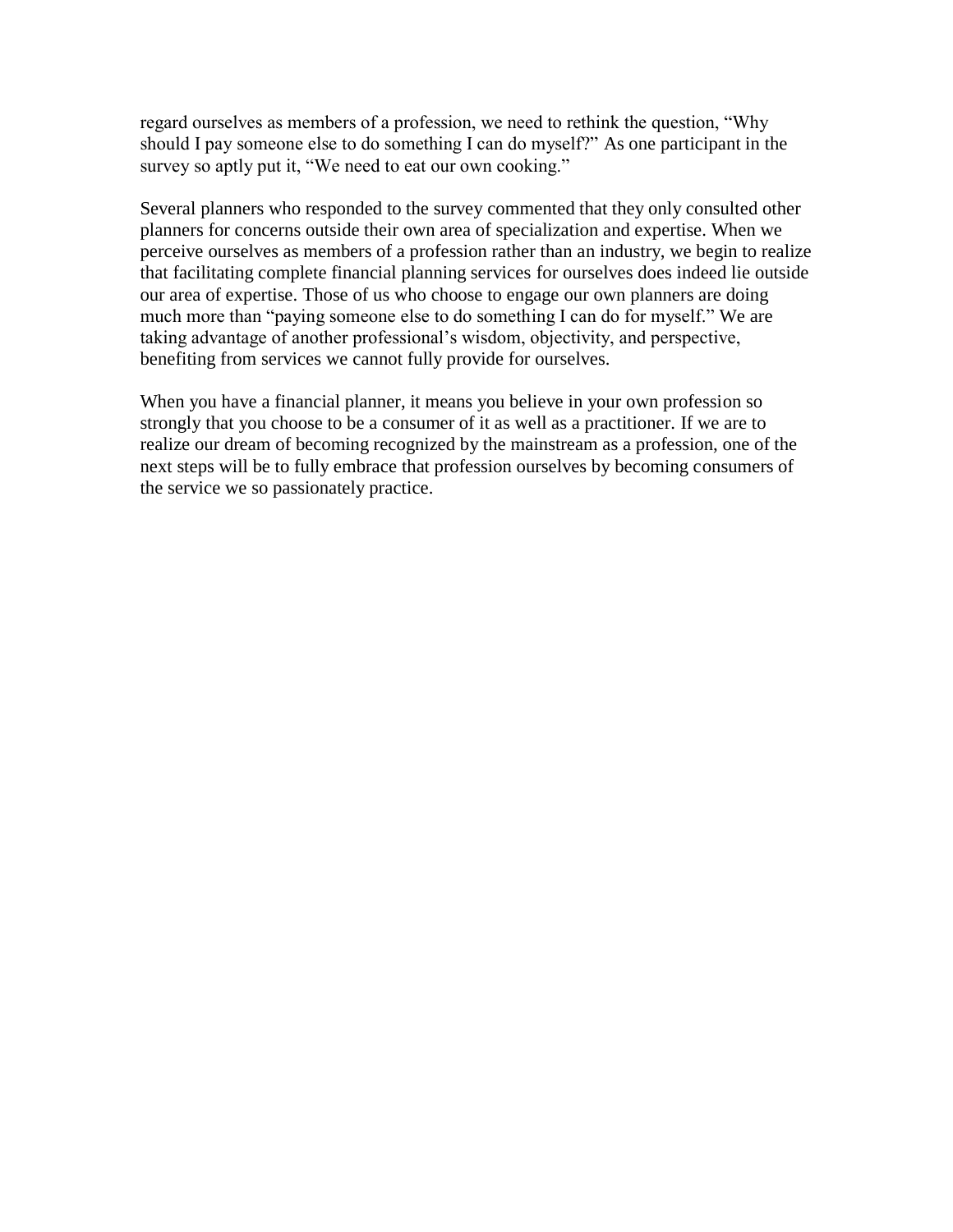regard ourselves as members of a profession, we need to rethink the question, "Why should I pay someone else to do something I can do myself?" As one participant in the survey so aptly put it, "We need to eat our own cooking."

Several planners who responded to the survey commented that they only consulted other planners for concerns outside their own area of specialization and expertise. When we perceive ourselves as members of a profession rather than an industry, we begin to realize that facilitating complete financial planning services for ourselves does indeed lie outside our area of expertise. Those of us who choose to engage our own planners are doing much more than "paying someone else to do something I can do for myself." We are taking advantage of another professional's wisdom, objectivity, and perspective, benefiting from services we cannot fully provide for ourselves.

When you have a financial planner, it means you believe in your own profession so strongly that you choose to be a consumer of it as well as a practitioner. If we are to realize our dream of becoming recognized by the mainstream as a profession, one of the next steps will be to fully embrace that profession ourselves by becoming consumers of the service we so passionately practice.